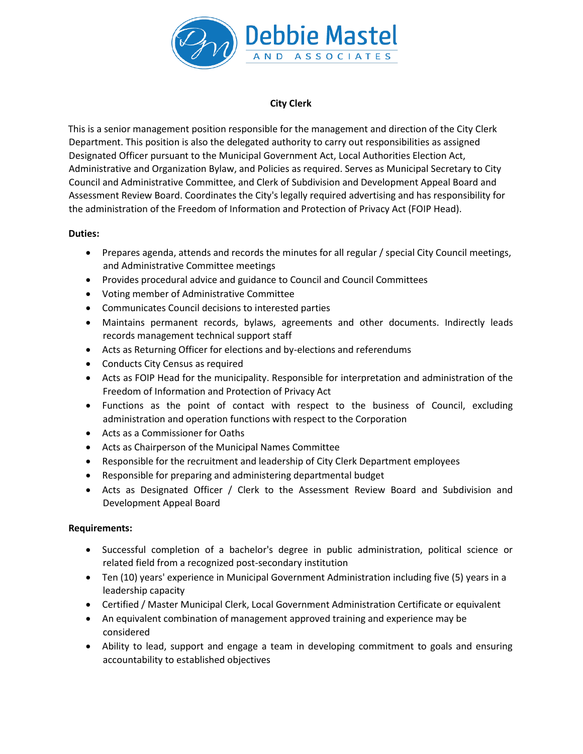Debbie Mastel AND ASSOCIATES

# City Clerk

This is a senior management position responsible for the management and direction of the City Clerk Department. This position is also the delegated authority to carry out responsibilities as assigned Designated Officer pursuant to the Municipal Government Act, Local Authorities Election Act, Administrative and Organization Bylaw, and Policies as required. Serves as Municipal Secretary to City Council and Administrative Committee, and Clerk of Subdivision and Development Appeal Board and Assessment Review Board. Coordinates the City's legally required advertising and has responsibility for the administration of the Freedom of Information and Protection of Privacy Act (FOIP Head).

**Duties:**

- Prepares agenda, attends and records the minutes for all regular / special City Council meetings, and Administrative Committee meetings
- Provides procedural advice and guidance to Council and Council Committees
- Voting member of Administrative Committee
- Communicates Council decisions to interested parties
- Maintains permanent records, bylaws, agreements and other documents. Indirectly leads records management technical support staff
- Acts as Returning Officer for elections and by-elections and referendums
- Conducts City Census as required
- Acts as FOIP Head for the municipality. Responsible for interpretation and administration of the Freedom of Information and Protection of Privacy Act
- Functions as the point of contact with respect to the business of Council, excluding administration and operation functions with respect to the Corporation
- Acts as a Commissioner for Oaths
- Acts as Chairperson of the Municipal Names Committee
- Responsible for the recruitment and leadership of City Clerk Department employees
- Responsible for preparing and administering departmental budget
- Acts as Designated Officer / Clerk to the Assessment Review Board and Subdivision and Development Appeal Board

**Requirements:**

- Successful completion of a bachelor's degree in public administration, political science or related field from a recognized post-secondary institution
- Ten (10) years' experience in Municipal Government Administration including five (5) years in a leadership capacity
- Certified / Master Municipal Clerk, Local Government Administration Certificate or equivalent
- An equivalent combination of management approved training and experience may be considered
- Ability to lead, support and engage a team in developing commitment to goals and ensuring accountability to established objectives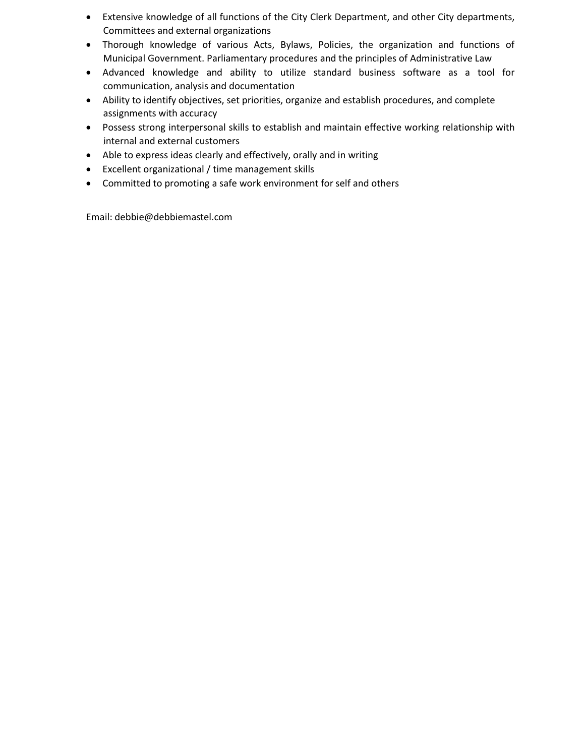- Extensive knowledge of all functions of the City Clerk Department, and other City departments, Committees and external organizations
- Thorough knowledge of various Acts, Bylaws, Policies, the organization and functions of Municipal Government. Parliamentary procedures and the principles of Administrative Law
- Advanced knowledge and ability to utilize standard business software as a tool for communication, analysis and documentation
- Ability to identify objectives, set priorities, organize and establish procedures, and complete assignments with accuracy
- Possess strong interpersonal skills to establish and maintain effective working relationship with internal and external customers
- Able to express ideas clearly and effectively, orally and in writing
- Excellent organizational / time management skills
- Committed to promoting a safe work environment for self and others

Email: debbie@debbiemastel.com